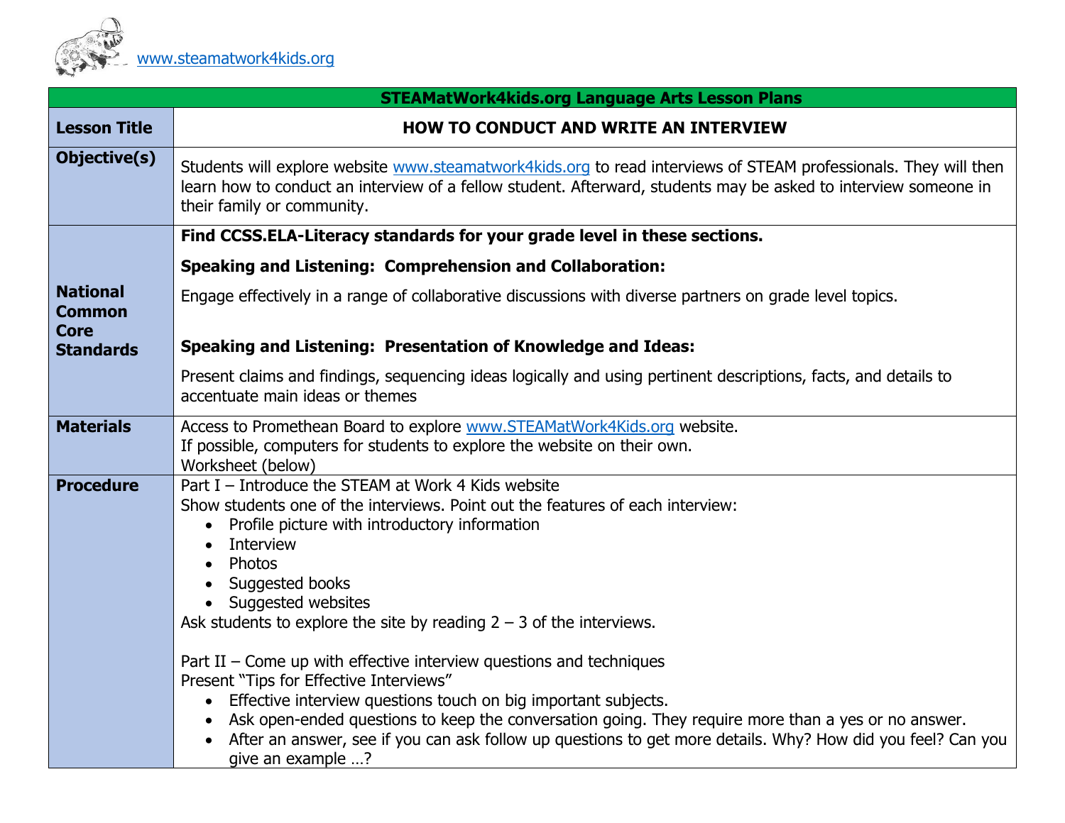www.steamatwork4kids.org

| STEAMatWork4kids.org Language Arts Lesson Plans | |
|---|---|
| **Lesson Title** | **HOW TO CONDUCT AND WRITE AN INTERVIEW** |
| **Objective(s)** | Students will explore website www.steamatwork4kids.org to read interviews of STEAM professionals. They will then learn how to conduct an interview of a fellow student. Afterward, students may be asked to interview someone in their family or community. |
| **National Common Core Standards** | **Find CCSS.ELA-Literacy standards for your grade level in these sections.**<br><br>**Speaking and Listening: Comprehension and Collaboration:**<br><br>Engage effectively in a range of collaborative discussions with diverse partners on grade level topics.<br><br>**Speaking and Listening: Presentation of Knowledge and Ideas:**<br><br>Present claims and findings, sequencing ideas logically and using pertinent descriptions, facts, and details to accentuate main ideas or themes |
| **Materials** | Access to Promethean Board to explore www.STEAMatWork4Kids.org website.<br>If possible, computers for students to explore the website on their own.<br>Worksheet (below) |
| **Procedure** | Part I – Introduce the STEAM at Work 4 Kids website<br>Show students one of the interviews. Point out the features of each interview:<br>• Profile picture with introductory information<br>• Interview<br>• Photos<br>• Suggested books<br>• Suggested websites<br>Ask students to explore the site by reading 2 – 3 of the interviews.<br><br>Part II – Come up with effective interview questions and techniques<br>Present "Tips for Effective Interviews"<br>• Effective interview questions touch on big important subjects.<br>• Ask open-ended questions to keep the conversation going. They require more than a yes or no answer.<br>• After an answer, see if you can ask follow up questions to get more details. Why? How did you feel? Can you give an example …? |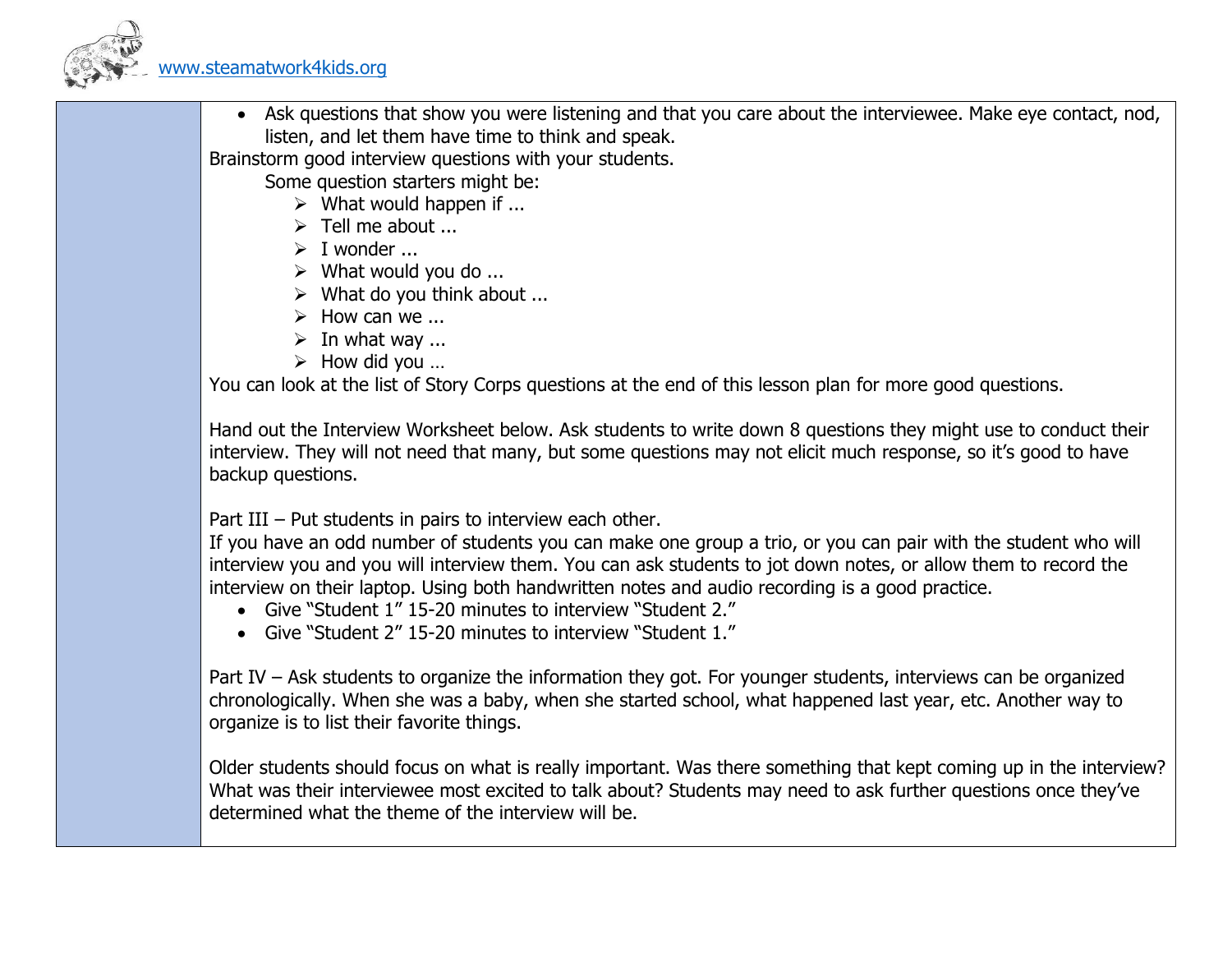- Ask questions that show you were listening and that you care about the interviewee. Make eye contact, nod, listen, and let them have time to think and speak.

Brainstorm good interview questions with your students.

Some question starters might be:

- What would happen if ...
- Tell me about ...
- I wonder ...
- What would you do ...
- What do you think about ...
- How can we ...
- In what way ...
- How did you …

You can look at the list of Story Corps questions at the end of this lesson plan for more good questions.

Hand out the Interview Worksheet below. Ask students to write down 8 questions they might use to conduct their interview. They will not need that many, but some questions may not elicit much response, so it's good to have backup questions.

Part III – Put students in pairs to interview each other.

If you have an odd number of students you can make one group a trio, or you can pair with the student who will interview you and you will interview them. You can ask students to jot down notes, or allow them to record the interview on their laptop. Using both handwritten notes and audio recording is a good practice.

- Give "Student 1" 15-20 minutes to interview "Student 2."
- Give "Student 2" 15-20 minutes to interview "Student 1."

Part IV – Ask students to organize the information they got. For younger students, interviews can be organized chronologically. When she was a baby, when she started school, what happened last year, etc. Another way to organize is to list their favorite things.

Older students should focus on what is really important. Was there something that kept coming up in the interview? What was their interviewee most excited to talk about? Students may need to ask further questions once they've determined what the theme of the interview will be.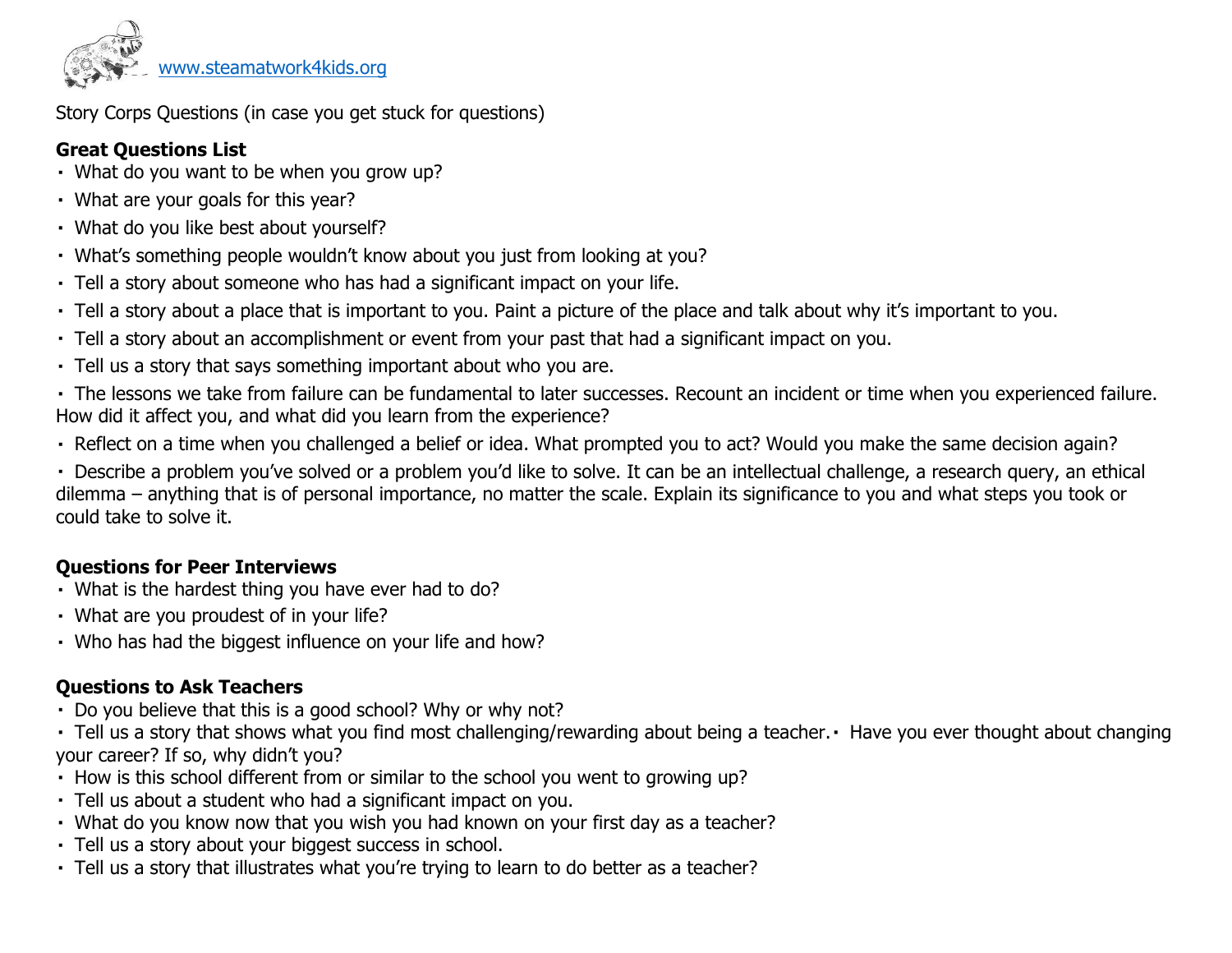www.steamatwork4kids.org

Story Corps Questions (in case you get stuck for questions)

**Great Questions List**

- What do you want to be when you grow up?
- What are your goals for this year?
- What do you like best about yourself?
- What's something people wouldn't know about you just from looking at you?
- Tell a story about someone who has had a significant impact on your life.
- Tell a story about a place that is important to you. Paint a picture of the place and talk about why it's important to you.
- Tell a story about an accomplishment or event from your past that had a significant impact on you.
- Tell us a story that says something important about who you are.
- The lessons we take from failure can be fundamental to later successes. Recount an incident or time when you experienced failure. How did it affect you, and what did you learn from the experience?
- Reflect on a time when you challenged a belief or idea. What prompted you to act? Would you make the same decision again?
- Describe a problem you've solved or a problem you'd like to solve. It can be an intellectual challenge, a research query, an ethical dilemma – anything that is of personal importance, no matter the scale. Explain its significance to you and what steps you took or could take to solve it.

**Questions for Peer Interviews**

- What is the hardest thing you have ever had to do?
- What are you proudest of in your life?
- Who has had the biggest influence on your life and how?

**Questions to Ask Teachers**

- Do you believe that this is a good school? Why or why not?
- Tell us a story that shows what you find most challenging/rewarding about being a teacher.
- Have you ever thought about changing your career? If so, why didn't you?
- How is this school different from or similar to the school you went to growing up?
- Tell us about a student who had a significant impact on you.
- What do you know now that you wish you had known on your first day as a teacher?
- Tell us a story about your biggest success in school.
- Tell us a story that illustrates what you're trying to learn to do better as a teacher?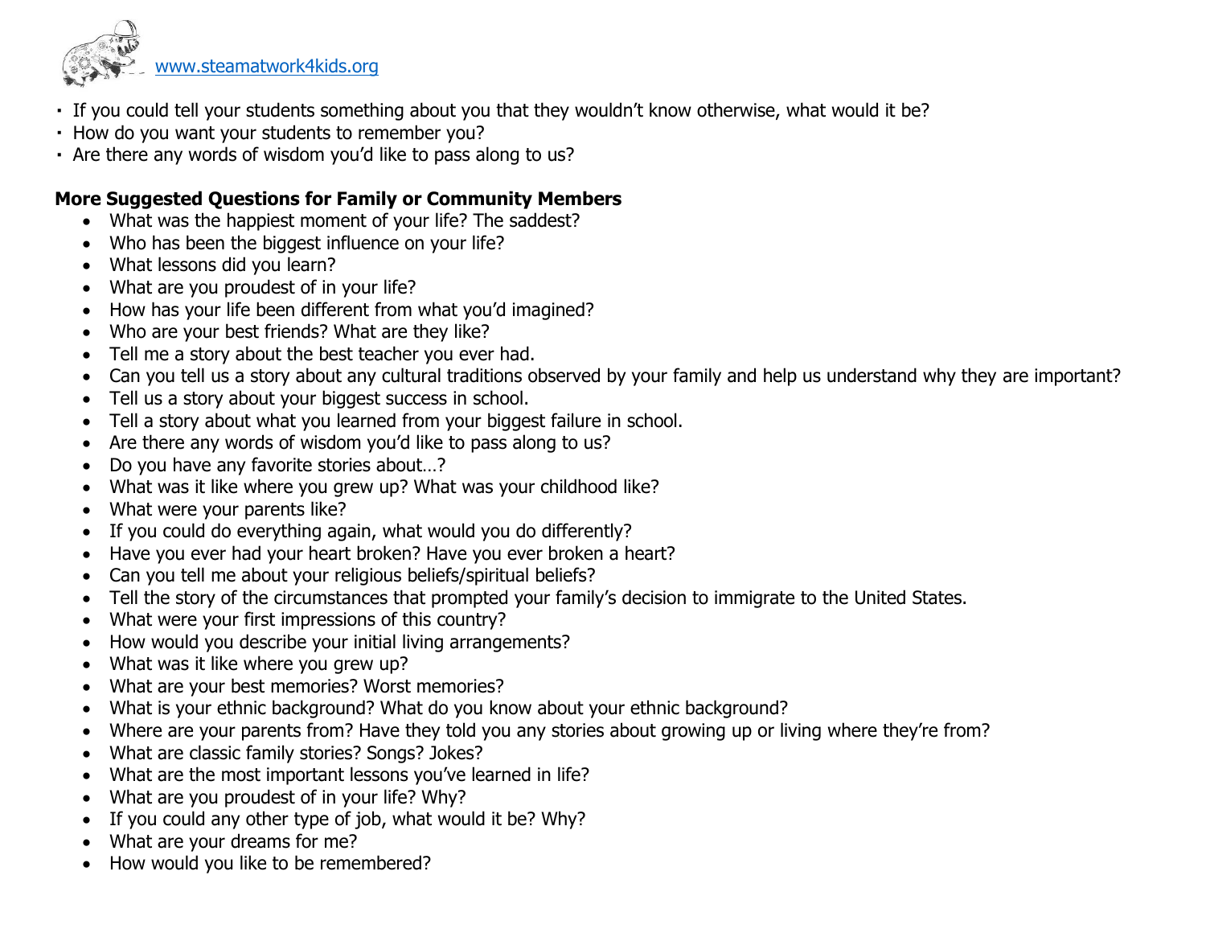- If you could tell your students something about you that they wouldn't know otherwise, what would it be?
- How do you want your students to remember you?
- Are there any words of wisdom you'd like to pass along to us?

**More Suggested Questions for Family or Community Members**

- What was the happiest moment of your life? The saddest?
- Who has been the biggest influence on your life?
- What lessons did you learn?
- What are you proudest of in your life?
- How has your life been different from what you'd imagined?
- Who are your best friends? What are they like?
- Tell me a story about the best teacher you ever had.
- Can you tell us a story about any cultural traditions observed by your family and help us understand why they are important?
- Tell us a story about your biggest success in school.
- Tell a story about what you learned from your biggest failure in school.
- Are there any words of wisdom you'd like to pass along to us?
- Do you have any favorite stories about…?
- What was it like where you grew up? What was your childhood like?
- What were your parents like?
- If you could do everything again, what would you do differently?
- Have you ever had your heart broken? Have you ever broken a heart?
- Can you tell me about your religious beliefs/spiritual beliefs?
- Tell the story of the circumstances that prompted your family's decision to immigrate to the United States.
- What were your first impressions of this country?
- How would you describe your initial living arrangements?
- What was it like where you grew up?
- What are your best memories? Worst memories?
- What is your ethnic background? What do you know about your ethnic background?
- Where are your parents from? Have they told you any stories about growing up or living where they're from?
- What are classic family stories? Songs? Jokes?
- What are the most important lessons you've learned in life?
- What are you proudest of in your life? Why?
- If you could any other type of job, what would it be? Why?
- What are your dreams for me?
- How would you like to be remembered?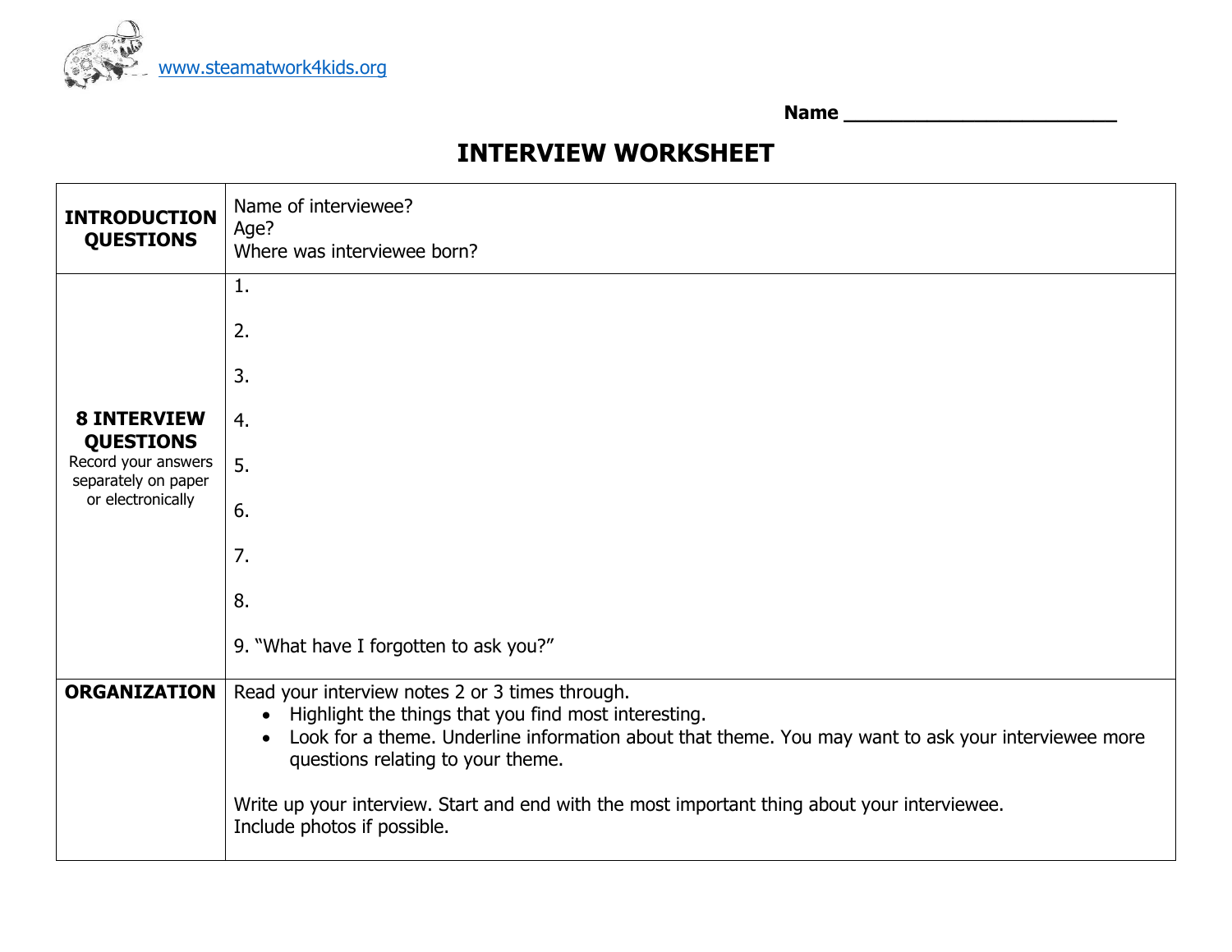www.steamatwork4kids.org

**Name** ________________________

# INTERVIEW WORKSHEET

| | |
|---|---|
| **INTRODUCTION QUESTIONS** | Name of interviewee?<br>Age?<br>Where was interviewee born? |
| **8 INTERVIEW QUESTIONS**<br>Record your answers separately on paper or electronically | 1.<br><br>2.<br><br>3.<br><br>4.<br><br>5.<br><br>6.<br><br>7.<br><br>8.<br><br>9. "What have I forgotten to ask you?" |
| **ORGANIZATION** | Read your interview notes 2 or 3 times through.<br>• Highlight the things that you find most interesting.<br>• Look for a theme. Underline information about that theme. You may want to ask your interviewee more questions relating to your theme.<br><br>Write up your interview. Start and end with the most important thing about your interviewee.<br>Include photos if possible. |